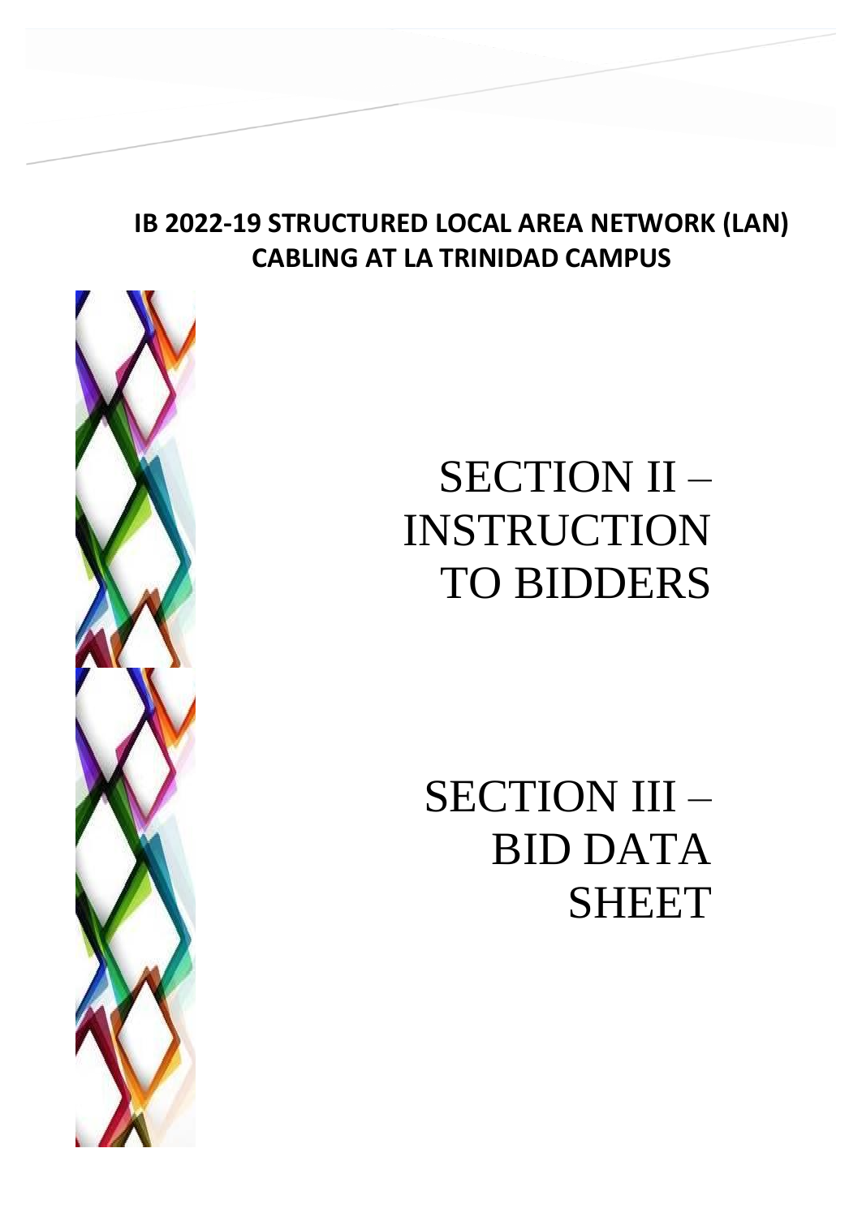**IB 2022-19 STRUCTURED LOCAL AREA NETWORK (LAN) CABLING AT LA TRINIDAD CAMPUS**

# SECTION II – INSTRUCTION TO BIDDERS

# SECTION III – BID DATA SHEET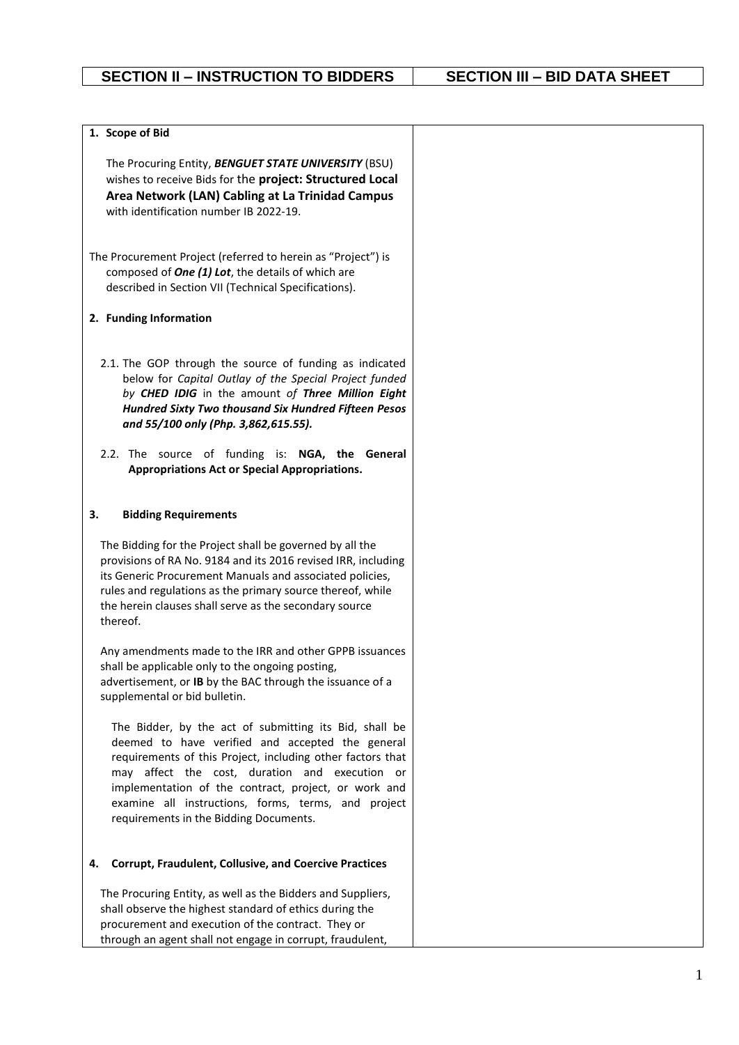| SECTION II – INSTRUCTION TO BIDDERS | SECTION III – BID DATA SHEET |
|---|---|
| **1. Scope of Bid**<br><br>The Procuring Entity, ***BENGUET STATE UNIVERSITY*** (BSU) wishes to receive Bids for the **project: Structured Local Area Network (LAN) Cabling at La Trinidad Campus** with identification number IB 2022-19.<br><br>The Procurement Project (referred to herein as "Project") is composed of ***One (1) Lot***, the details of which are described in Section VII (Technical Specifications).<br><br>**2. Funding Information**<br><br>2.1. The GOP through the source of funding as indicated below for *Capital Outlay of the Special Project funded by **CHED IDIG** in the amount of **Three Million Eight Hundred Sixty Two thousand Six Hundred Fifteen Pesos and 55/100 only (Php. 3,862,615.55).***<br><br>2.2. The source of funding is: **NGA, the General Appropriations Act or Special Appropriations.**<br><br>**3. Bidding Requirements**<br><br>The Bidding for the Project shall be governed by all the provisions of RA No. 9184 and its 2016 revised IRR, including its Generic Procurement Manuals and associated policies, rules and regulations as the primary source thereof, while the herein clauses shall serve as the secondary source thereof.<br><br>Any amendments made to the IRR and other GPPB issuances shall be applicable only to the ongoing posting, advertisement, or **IB** by the BAC through the issuance of a supplemental or bid bulletin.<br><br>The Bidder, by the act of submitting its Bid, shall be deemed to have verified and accepted the general requirements of this Project, including other factors that may affect the cost, duration and execution or implementation of the contract, project, or work and examine all instructions, forms, terms, and project requirements in the Bidding Documents.<br><br>**4. Corrupt, Fraudulent, Collusive, and Coercive Practices**<br><br>The Procuring Entity, as well as the Bidders and Suppliers, shall observe the highest standard of ethics during the procurement and execution of the contract. They or through an agent shall not engage in corrupt, fraudulent, | |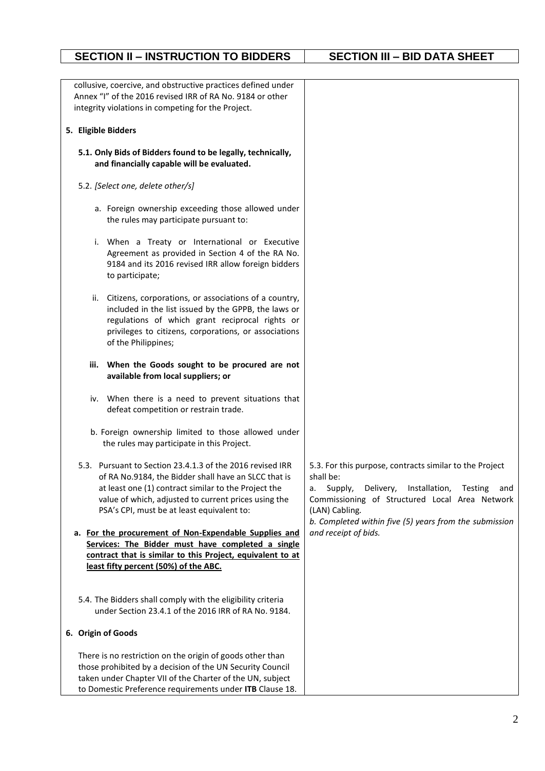| SECTION II – INSTRUCTION TO BIDDERS | SECTION III – BID DATA SHEET |
|---|---|
| collusive, coercive, and obstructive practices defined under Annex "I" of the 2016 revised IRR of RA No. 9184 or other integrity violations in competing for the Project. | |
| **5. Eligible Bidders** | |
| **5.1. Only Bids of Bidders found to be legally, technically, and financially capable will be evaluated.** | |
| 5.2. *[Select one, delete other/s]* | |
| a. Foreign ownership exceeding those allowed under the rules may participate pursuant to: | |
| i. When a Treaty or International or Executive Agreement as provided in Section 4 of the RA No. 9184 and its 2016 revised IRR allow foreign bidders to participate; | |
| ii. Citizens, corporations, or associations of a country, included in the list issued by the GPPB, the laws or regulations of which grant reciprocal rights or privileges to citizens, corporations, or associations of the Philippines; | |
| **iii. When the Goods sought to be procured are not available from local suppliers; or** | |
| iv. When there is a need to prevent situations that defeat competition or restrain trade. | |
| b. Foreign ownership limited to those allowed under the rules may participate in this Project. | |
| 5.3. Pursuant to Section 23.4.1.3 of the 2016 revised IRR of RA No.9184, the Bidder shall have an SLCC that is at least one (1) contract similar to the Project the value of which, adjusted to current prices using the PSA's CPI, must be at least equivalent to:<br><br>**a. <u>For the procurement of Non-Expendable Supplies and Services: The Bidder must have completed a single contract that is similar to this Project, equivalent to at least fifty percent (50%) of the ABC.</u>** | 5.3. For this purpose, contracts similar to the Project shall be:<br>a. Supply, Delivery, Installation, Testing and Commissioning of Structured Local Area Network (LAN) Cabling.<br>*b. Completed within five (5) years from the submission and receipt of bids.* |
| 5.4. The Bidders shall comply with the eligibility criteria under Section 23.4.1 of the 2016 IRR of RA No. 9184. | |
| **6. Origin of Goods** | |
| There is no restriction on the origin of goods other than those prohibited by a decision of the UN Security Council taken under Chapter VII of the Charter of the UN, subject to Domestic Preference requirements under **ITB** Clause 18. | |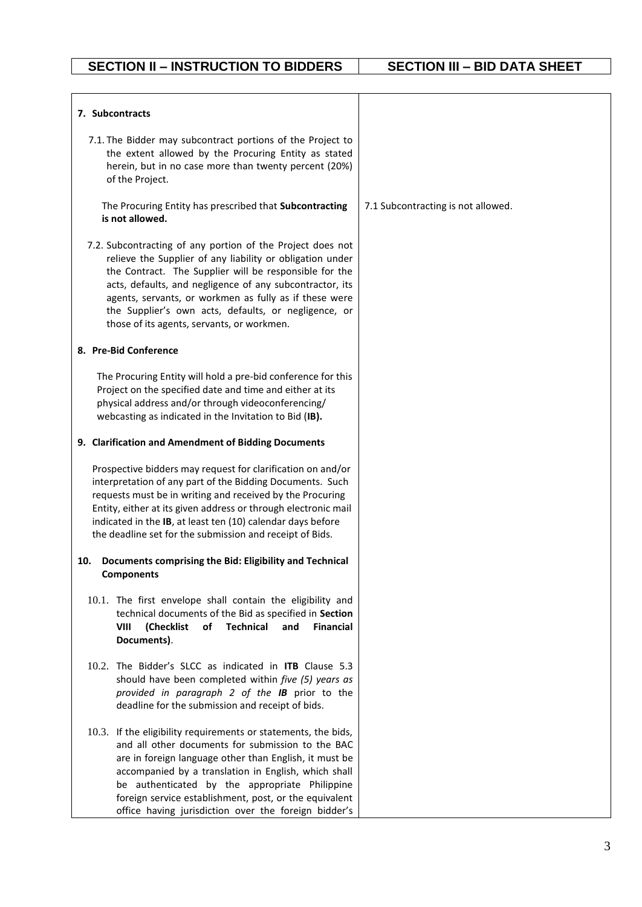| SECTION II – INSTRUCTION TO BIDDERS | SECTION III – BID DATA SHEET |
|---|---|
| **7. Subcontracts** | |
| 7.1. The Bidder may subcontract portions of the Project to the extent allowed by the Procuring Entity as stated herein, but in no case more than twenty percent (20%) of the Project. | |
| The Procuring Entity has prescribed that **Subcontracting is not allowed.** | 7.1 Subcontracting is not allowed. |
| 7.2. Subcontracting of any portion of the Project does not relieve the Supplier of any liability or obligation under the Contract. The Supplier will be responsible for the acts, defaults, and negligence of any subcontractor, its agents, servants, or workmen as fully as if these were the Supplier's own acts, defaults, or negligence, or those of its agents, servants, or workmen. | |
| **8. Pre-Bid Conference** | |
| The Procuring Entity will hold a pre-bid conference for this Project on the specified date and time and either at its physical address and/or through videoconferencing/ webcasting as indicated in the Invitation to Bid (**IB).** | |
| **9. Clarification and Amendment of Bidding Documents** | |
| Prospective bidders may request for clarification on and/or interpretation of any part of the Bidding Documents. Such requests must be in writing and received by the Procuring Entity, either at its given address or through electronic mail indicated in the **IB**, at least ten (10) calendar days before the deadline set for the submission and receipt of Bids. | |
| **10. Documents comprising the Bid: Eligibility and Technical Components** | |
| 10.1. The first envelope shall contain the eligibility and technical documents of the Bid as specified in **Section VIII (Checklist of Technical and Financial Documents)**. | |
| 10.2. The Bidder's SLCC as indicated in **ITB** Clause 5.3 should have been completed within *five (5) years as provided in paragraph 2 of the **IB*** prior to the deadline for the submission and receipt of bids. | |
| 10.3. If the eligibility requirements or statements, the bids, and all other documents for submission to the BAC are in foreign language other than English, it must be accompanied by a translation in English, which shall be authenticated by the appropriate Philippine foreign service establishment, post, or the equivalent office having jurisdiction over the foreign bidder's | |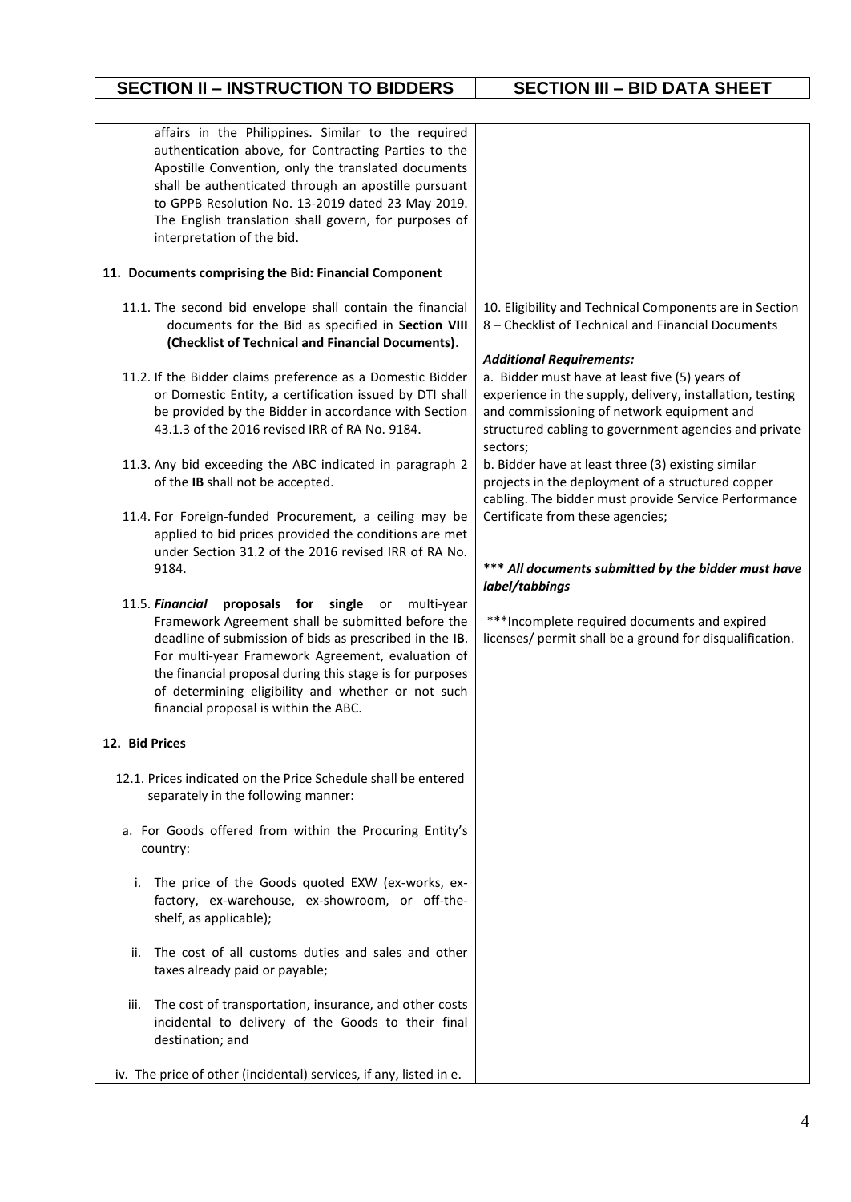| SECTION II – INSTRUCTION TO BIDDERS | SECTION III – BID DATA SHEET |
|---|---|
| affairs in the Philippines. Similar to the required authentication above, for Contracting Parties to the Apostille Convention, only the translated documents shall be authenticated through an apostille pursuant to GPPB Resolution No. 13-2019 dated 23 May 2019. The English translation shall govern, for purposes of interpretation of the bid. | |
| **11. Documents comprising the Bid: Financial Component** | |
| 11.1. The second bid envelope shall contain the financial documents for the Bid as specified in **Section VIII (Checklist of Technical and Financial Documents)**. | 10. Eligibility and Technical Components are in Section 8 – Checklist of Technical and Financial Documents<br><br>***Additional Requirements:***<br>a. Bidder must have at least five (5) years of experience in the supply, delivery, installation, testing and commissioning of network equipment and structured cabling to government agencies and private sectors;<br>b. Bidder have at least three (3) existing similar projects in the deployment of a structured copper cabling. The bidder must provide Service Performance Certificate from these agencies;<br><br>***** *All documents submitted by the bidder must have label/tabbings***<br><br>***Incomplete required documents and expired licenses/ permit shall be a ground for disqualification. |
| 11.2. If the Bidder claims preference as a Domestic Bidder or Domestic Entity, a certification issued by DTI shall be provided by the Bidder in accordance with Section 43.1.3 of the 2016 revised IRR of RA No. 9184. | |
| 11.3. Any bid exceeding the ABC indicated in paragraph 2 of the **IB** shall not be accepted. | |
| 11.4. For Foreign-funded Procurement, a ceiling may be applied to bid prices provided the conditions are met under Section 31.2 of the 2016 revised IRR of RA No. 9184. | |
| 11.5. ***Financial* proposals for single** or multi-year Framework Agreement shall be submitted before the deadline of submission of bids as prescribed in the **IB**. For multi-year Framework Agreement, evaluation of the financial proposal during this stage is for purposes of determining eligibility and whether or not such financial proposal is within the ABC. | |
| **12. Bid Prices** | |
| 12.1. Prices indicated on the Price Schedule shall be entered separately in the following manner:<br><br>a. For Goods offered from within the Procuring Entity's country:<br><br>i. The price of the Goods quoted EXW (ex-works, ex-factory, ex-warehouse, ex-showroom, or off-the-shelf, as applicable);<br><br>ii. The cost of all customs duties and sales and other taxes already paid or payable;<br><br>iii. The cost of transportation, insurance, and other costs incidental to delivery of the Goods to their final destination; and<br><br>iv. The price of other (incidental) services, if any, listed in e. | |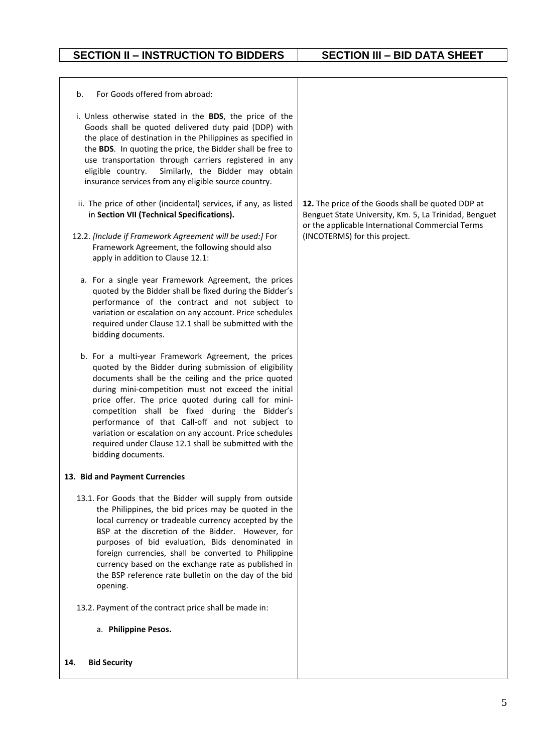| SECTION II – INSTRUCTION TO BIDDERS | SECTION III – BID DATA SHEET |
|---|---|
| b. For Goods offered from abroad:<br><br>i. Unless otherwise stated in the **BDS**, the price of the Goods shall be quoted delivered duty paid (DDP) with the place of destination in the Philippines as specified in the **BDS**. In quoting the price, the Bidder shall be free to use transportation through carriers registered in any eligible country. Similarly, the Bidder may obtain insurance services from any eligible source country.<br><br>ii. The price of other (incidental) services, if any, as listed in **Section VII (Technical Specifications).**<br><br>12.2. *[Include if Framework Agreement will be used:]* For Framework Agreement, the following should also apply in addition to Clause 12.1:<br><br>a. For a single year Framework Agreement, the prices quoted by the Bidder shall be fixed during the Bidder's performance of the contract and not subject to variation or escalation on any account. Price schedules required under Clause 12.1 shall be submitted with the bidding documents.<br><br>b. For a multi-year Framework Agreement, the prices quoted by the Bidder during submission of eligibility documents shall be the ceiling and the price quoted during mini-competition must not exceed the initial price offer. The price quoted during call for mini-competition shall be fixed during the Bidder's performance of that Call-off and not subject to variation or escalation on any account. Price schedules required under Clause 12.1 shall be submitted with the bidding documents.<br><br>**13. Bid and Payment Currencies**<br><br>13.1. For Goods that the Bidder will supply from outside the Philippines, the bid prices may be quoted in the local currency or tradeable currency accepted by the BSP at the discretion of the Bidder. However, for purposes of bid evaluation, Bids denominated in foreign currencies, shall be converted to Philippine currency based on the exchange rate as published in the BSP reference rate bulletin on the day of the bid opening.<br><br>13.2. Payment of the contract price shall be made in:<br><br>a. **Philippine Pesos.**<br><br>**14. Bid Security** | **12.** The price of the Goods shall be quoted DDP at Benguet State University, Km. 5, La Trinidad, Benguet or the applicable International Commercial Terms (INCOTERMS) for this project. |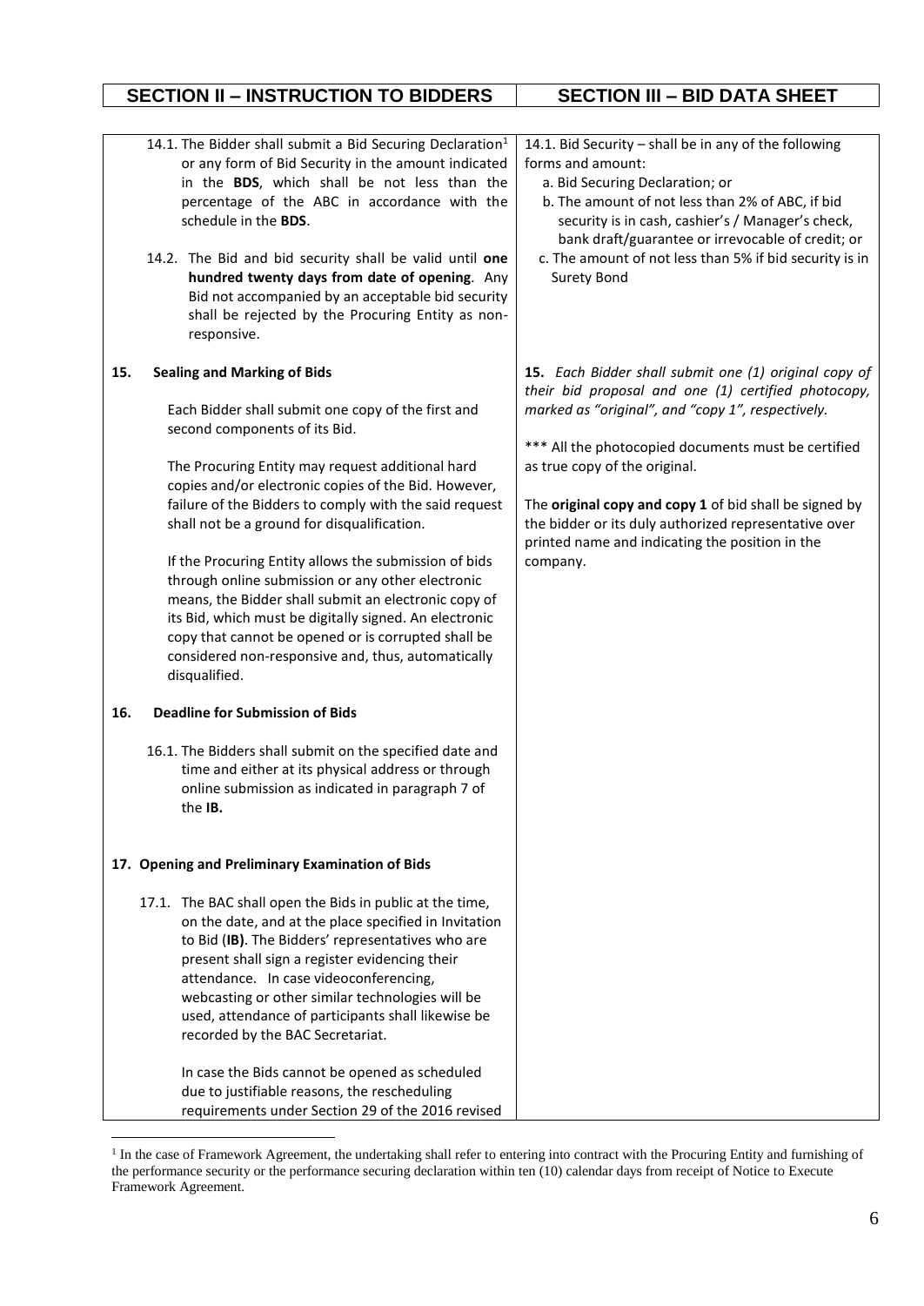| SECTION II – INSTRUCTION TO BIDDERS | SECTION III – BID DATA SHEET |
|---|---|
| 14.1. The Bidder shall submit a Bid Securing Declaration[1] or any form of Bid Security in the amount indicated in the **BDS**, which shall be not less than the percentage of the ABC in accordance with the schedule in the **BDS**.<br><br>14.2. The Bid and bid security shall be valid until **one hundred twenty days from date of opening**. Any Bid not accompanied by an acceptable bid security shall be rejected by the Procuring Entity as non-responsive. | 14.1. Bid Security – shall be in any of the following forms and amount:<br>a. Bid Securing Declaration; or<br>b. The amount of not less than 2% of ABC, if bid security is in cash, cashier's / Manager's check, bank draft/guarantee or irrevocable of credit; or<br>c. The amount of not less than 5% if bid security is in Surety Bond |
| **15. Sealing and Marking of Bids**<br><br>Each Bidder shall submit one copy of the first and second components of its Bid.<br><br>The Procuring Entity may request additional hard copies and/or electronic copies of the Bid. However, failure of the Bidders to comply with the said request shall not be a ground for disqualification.<br><br>If the Procuring Entity allows the submission of bids through online submission or any other electronic means, the Bidder shall submit an electronic copy of its Bid, which must be digitally signed. An electronic copy that cannot be opened or is corrupted shall be considered non-responsive and, thus, automatically disqualified. | **15.** *Each Bidder shall submit one (1) original copy of their bid proposal and one (1) certified photocopy, marked as "original", and "copy 1", respectively.*<br><br>*** All the photocopied documents must be certified as true copy of the original.<br><br>The **original copy and copy 1** of bid shall be signed by the bidder or its duly authorized representative over printed name and indicating the position in the company. |
| **16. Deadline for Submission of Bids**<br><br>16.1. The Bidders shall submit on the specified date and time and either at its physical address or through online submission as indicated in paragraph 7 of the **IB.** | |
| **17. Opening and Preliminary Examination of Bids**<br><br>17.1. The BAC shall open the Bids in public at the time, on the date, and at the place specified in Invitation to Bid (**IB)**. The Bidders' representatives who are present shall sign a register evidencing their attendance. In case videoconferencing, webcasting or other similar technologies will be used, attendance of participants shall likewise be recorded by the BAC Secretariat.<br><br>In case the Bids cannot be opened as scheduled due to justifiable reasons, the rescheduling requirements under Section 29 of the 2016 revised | |

[1] In the case of Framework Agreement, the undertaking shall refer to entering into contract with the Procuring Entity and furnishing of the performance security or the performance securing declaration within ten (10) calendar days from receipt of Notice to Execute Framework Agreement.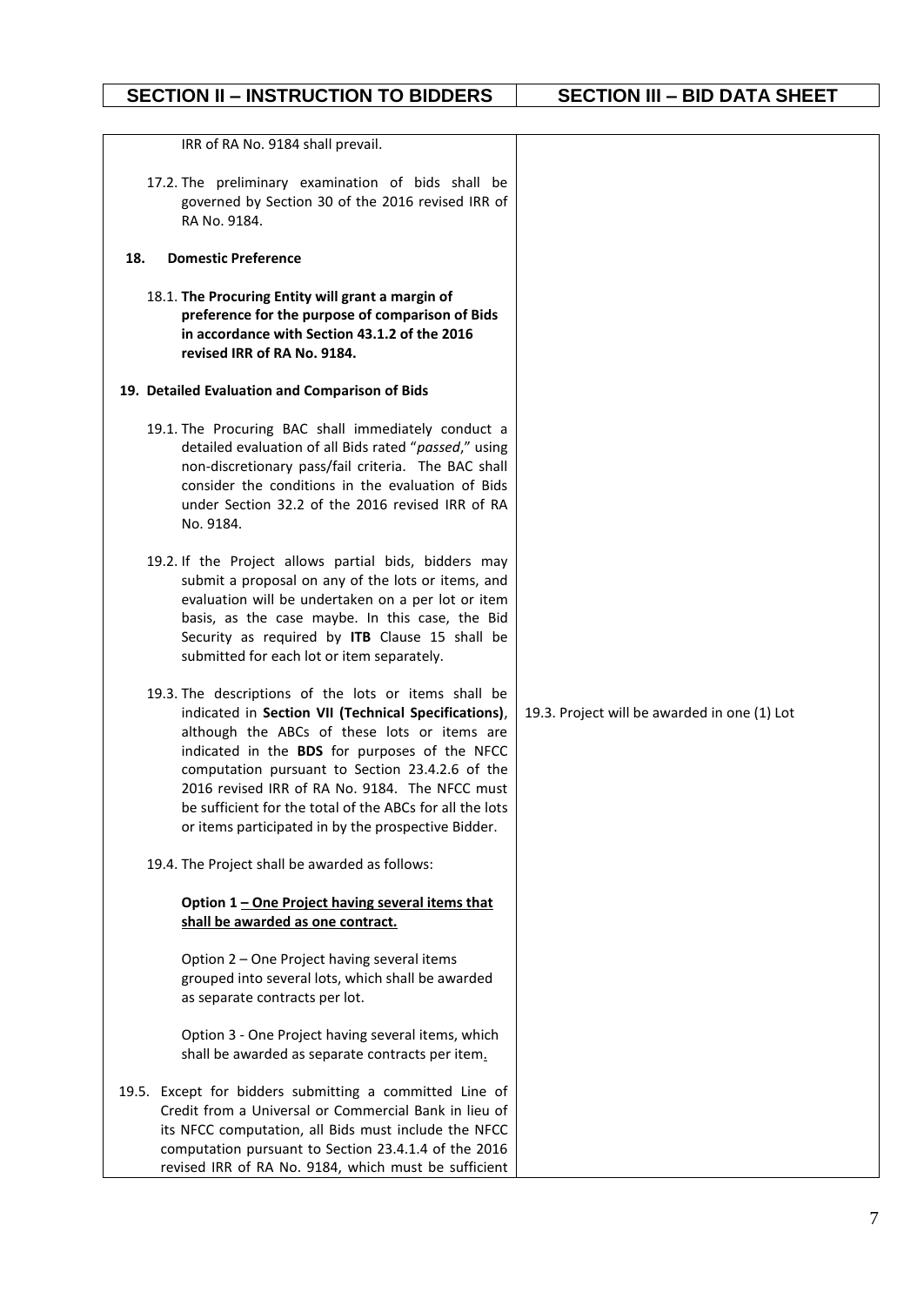| SECTION II – INSTRUCTION TO BIDDERS | SECTION III – BID DATA SHEET |
|---|---|
| IRR of RA No. 9184 shall prevail.<br><br>17.2. The preliminary examination of bids shall be governed by Section 30 of the 2016 revised IRR of RA No. 9184.<br><br>**18. Domestic Preference**<br><br>18.1. **The Procuring Entity will grant a margin of preference for the purpose of comparison of Bids in accordance with Section 43.1.2 of the 2016 revised IRR of RA No. 9184.**<br><br>**19. Detailed Evaluation and Comparison of Bids**<br><br>19.1. The Procuring BAC shall immediately conduct a detailed evaluation of all Bids rated "*passed*," using non-discretionary pass/fail criteria. The BAC shall consider the conditions in the evaluation of Bids under Section 32.2 of the 2016 revised IRR of RA No. 9184.<br><br>19.2. If the Project allows partial bids, bidders may submit a proposal on any of the lots or items, and evaluation will be undertaken on a per lot or item basis, as the case maybe. In this case, the Bid Security as required by **ITB** Clause 15 shall be submitted for each lot or item separately. | |
| 19.3. The descriptions of the lots or items shall be indicated in **Section VII (Technical Specifications)**, although the ABCs of these lots or items are indicated in the **BDS** for purposes of the NFCC computation pursuant to Section 23.4.2.6 of the 2016 revised IRR of RA No. 9184. The NFCC must be sufficient for the total of the ABCs for all the lots or items participated in by the prospective Bidder. | 19.3. Project will be awarded in one (1) Lot |
| 19.4. The Project shall be awarded as follows:<br><br>**Option 1 – One Project having several items that shall be awarded as one contract.**<br><br>Option 2 – One Project having several items grouped into several lots, which shall be awarded as separate contracts per lot.<br><br>Option 3 - One Project having several items, which shall be awarded as separate contracts per item.<br><br>19.5. Except for bidders submitting a committed Line of Credit from a Universal or Commercial Bank in lieu of its NFCC computation, all Bids must include the NFCC computation pursuant to Section 23.4.1.4 of the 2016 revised IRR of RA No. 9184, which must be sufficient | |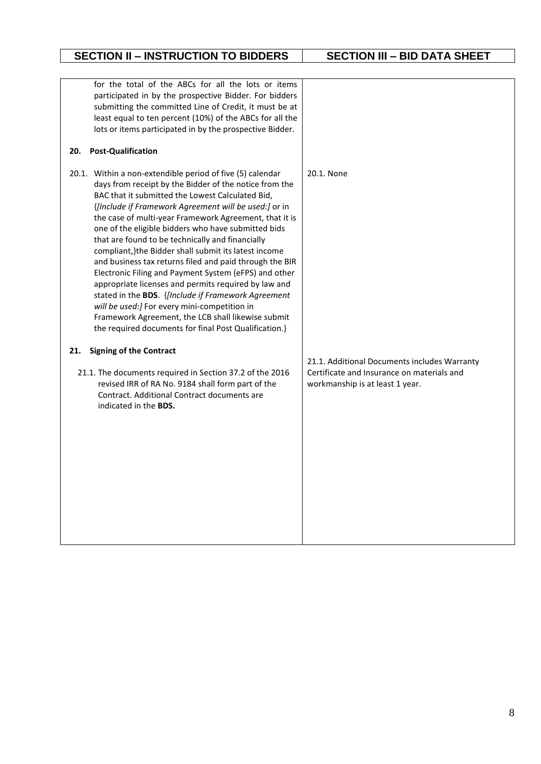| SECTION II – INSTRUCTION TO BIDDERS | SECTION III – BID DATA SHEET |
|---|---|
| for the total of the ABCs for all the lots or items participated in by the prospective Bidder. For bidders submitting the committed Line of Credit, it must be at least equal to ten percent (10%) of the ABCs for all the lots or items participated in by the prospective Bidder. | |
| **20. Post-Qualification** | |
| 20.1. Within a non-extendible period of five (5) calendar days from receipt by the Bidder of the notice from the BAC that it submitted the Lowest Calculated Bid, {*[Include if Framework Agreement will be used:]* or in the case of multi-year Framework Agreement, that it is one of the eligible bidders who have submitted bids that are found to be technically and financially compliant,}the Bidder shall submit its latest income and business tax returns filed and paid through the BIR Electronic Filing and Payment System (eFPS) and other appropriate licenses and permits required by law and stated in the **BDS**. {*[Include if Framework Agreement will be used:]* For every mini-competition in Framework Agreement, the LCB shall likewise submit the required documents for final Post Qualification.} | 20.1. None |
| **21. Signing of the Contract** | |
| 21.1. The documents required in Section 37.2 of the 2016 revised IRR of RA No. 9184 shall form part of the Contract. Additional Contract documents are indicated in the **BDS.** | 21.1. Additional Documents includes Warranty Certificate and Insurance on materials and workmanship is at least 1 year. |